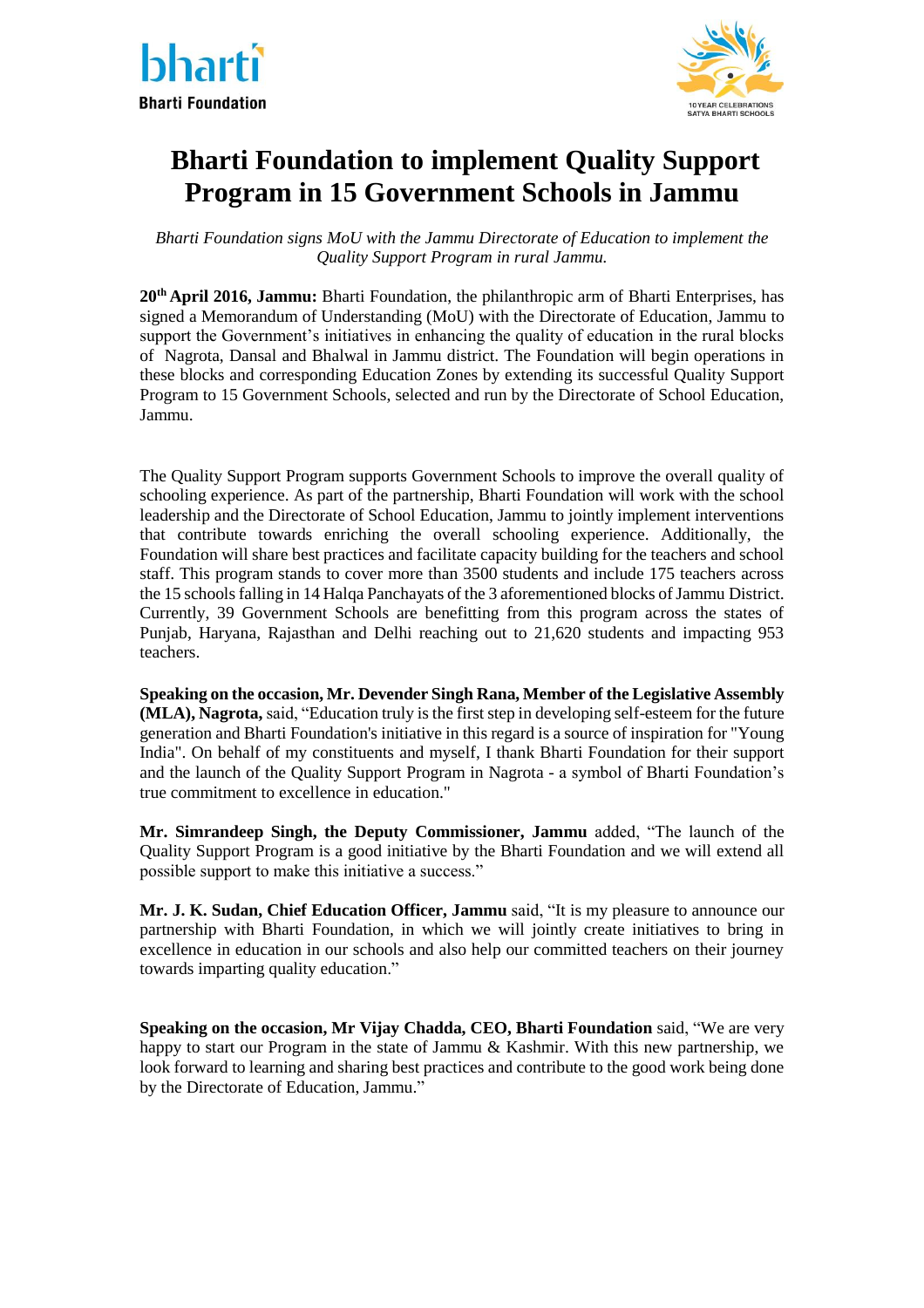bharti

**Bharti Foundation**

10 YEAR CELEBRATIONS
SATYA BHARTI SCHOOLS

# Bharti Foundation to implement Quality Support Program in 15 Government Schools in Jammu

*Bharti Foundation signs MoU with the Jammu Directorate of Education to implement the Quality Support Program in rural Jammu.*

**20th April 2016, Jammu:** Bharti Foundation, the philanthropic arm of Bharti Enterprises, has signed a Memorandum of Understanding (MoU) with the Directorate of Education, Jammu to support the Government's initiatives in enhancing the quality of education in the rural blocks of Nagrota, Dansal and Bhalwal in Jammu district. The Foundation will begin operations in these blocks and corresponding Education Zones by extending its successful Quality Support Program to 15 Government Schools, selected and run by the Directorate of School Education, Jammu.

The Quality Support Program supports Government Schools to improve the overall quality of schooling experience. As part of the partnership, Bharti Foundation will work with the school leadership and the Directorate of School Education, Jammu to jointly implement interventions that contribute towards enriching the overall schooling experience. Additionally, the Foundation will share best practices and facilitate capacity building for the teachers and school staff. This program stands to cover more than 3500 students and include 175 teachers across the 15 schools falling in 14 Halqa Panchayats of the 3 aforementioned blocks of Jammu District. Currently, 39 Government Schools are benefitting from this program across the states of Punjab, Haryana, Rajasthan and Delhi reaching out to 21,620 students and impacting 953 teachers.

**Speaking on the occasion, Mr. Devender Singh Rana, Member of the Legislative Assembly (MLA), Nagrota,** said, "Education truly is the first step in developing self-esteem for the future generation and Bharti Foundation's initiative in this regard is a source of inspiration for "Young India". On behalf of my constituents and myself, I thank Bharti Foundation for their support and the launch of the Quality Support Program in Nagrota - a symbol of Bharti Foundation's true commitment to excellence in education."

**Mr. Simrandeep Singh, the Deputy Commissioner, Jammu** added, "The launch of the Quality Support Program is a good initiative by the Bharti Foundation and we will extend all possible support to make this initiative a success."

**Mr. J. K. Sudan, Chief Education Officer, Jammu** said, "It is my pleasure to announce our partnership with Bharti Foundation, in which we will jointly create initiatives to bring in excellence in education in our schools and also help our committed teachers on their journey towards imparting quality education."

**Speaking on the occasion, Mr Vijay Chadda, CEO, Bharti Foundation** said, "We are very happy to start our Program in the state of Jammu & Kashmir. With this new partnership, we look forward to learning and sharing best practices and contribute to the good work being done by the Directorate of Education, Jammu."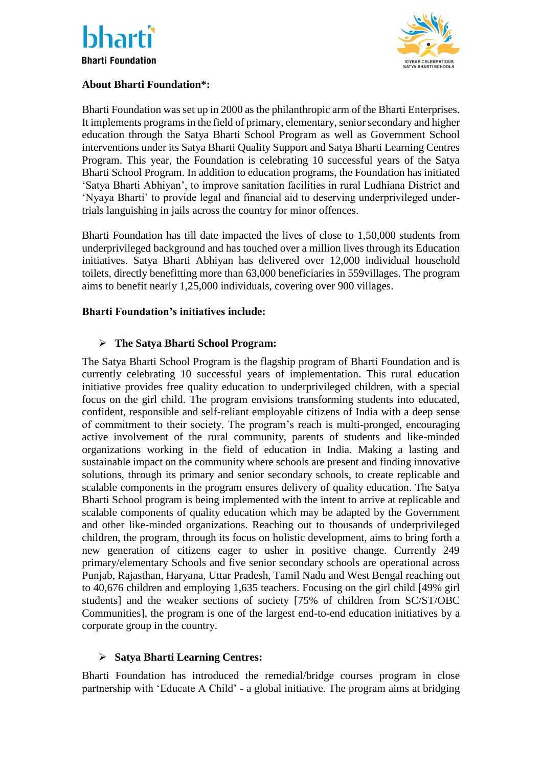**About Bharti Foundation*:**

Bharti Foundation was set up in 2000 as the philanthropic arm of the Bharti Enterprises. It implements programs in the field of primary, elementary, senior secondary and higher education through the Satya Bharti School Program as well as Government School interventions under its Satya Bharti Quality Support and Satya Bharti Learning Centres Program. This year, the Foundation is celebrating 10 successful years of the Satya Bharti School Program. In addition to education programs, the Foundation has initiated 'Satya Bharti Abhiyan', to improve sanitation facilities in rural Ludhiana District and 'Nyaya Bharti' to provide legal and financial aid to deserving underprivileged under-trials languishing in jails across the country for minor offences.

Bharti Foundation has till date impacted the lives of close to 1,50,000 students from underprivileged background and has touched over a million lives through its Education initiatives. Satya Bharti Abhiyan has delivered over 12,000 individual household toilets, directly benefitting more than 63,000 beneficiaries in 559villages. The program aims to benefit nearly 1,25,000 individuals, covering over 900 villages.

**Bharti Foundation's initiatives include:**

- **The Satya Bharti School Program:**

The Satya Bharti School Program is the flagship program of Bharti Foundation and is currently celebrating 10 successful years of implementation. This rural education initiative provides free quality education to underprivileged children, with a special focus on the girl child. The program envisions transforming students into educated, confident, responsible and self-reliant employable citizens of India with a deep sense of commitment to their society. The program's reach is multi-pronged, encouraging active involvement of the rural community, parents of students and like-minded organizations working in the field of education in India. Making a lasting and sustainable impact on the community where schools are present and finding innovative solutions, through its primary and senior secondary schools, to create replicable and scalable components in the program ensures delivery of quality education. The Satya Bharti School program is being implemented with the intent to arrive at replicable and scalable components of quality education which may be adapted by the Government and other like-minded organizations. Reaching out to thousands of underprivileged children, the program, through its focus on holistic development, aims to bring forth a new generation of citizens eager to usher in positive change. Currently 249 primary/elementary Schools and five senior secondary schools are operational across Punjab, Rajasthan, Haryana, Uttar Pradesh, Tamil Nadu and West Bengal reaching out to 40,676 children and employing 1,635 teachers. Focusing on the girl child [49% girl students] and the weaker sections of society [75% of children from SC/ST/OBC Communities], the program is one of the largest end-to-end education initiatives by a corporate group in the country.

- **Satya Bharti Learning Centres:**

Bharti Foundation has introduced the remedial/bridge courses program in close partnership with 'Educate A Child' - a global initiative. The program aims at bridging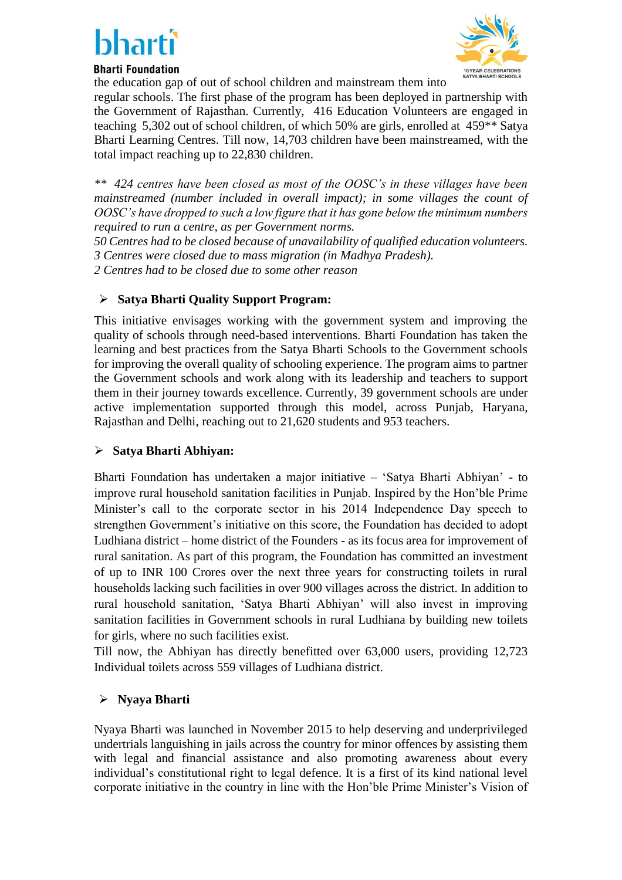the education gap of out of school children and mainstream them into regular schools. The first phase of the program has been deployed in partnership with the Government of Rajasthan. Currently, 416 Education Volunteers are engaged in teaching 5,302 out of school children, of which 50% are girls, enrolled at 459** Satya Bharti Learning Centres. Till now, 14,703 children have been mainstreamed, with the total impact reaching up to 22,830 children.

*** 424 centres have been closed as most of the OOSC's in these villages have been mainstreamed (number included in overall impact); in some villages the count of OOSC's have dropped to such a low figure that it has gone below the minimum numbers required to run a centre, as per Government norms.*
*50 Centres had to be closed because of unavailability of qualified education volunteers.*
*3 Centres were closed due to mass migration (in Madhya Pradesh).*
*2 Centres had to be closed due to some other reason*

- **Satya Bharti Quality Support Program:**

This initiative envisages working with the government system and improving the quality of schools through need-based interventions. Bharti Foundation has taken the learning and best practices from the Satya Bharti Schools to the Government schools for improving the overall quality of schooling experience. The program aims to partner the Government schools and work along with its leadership and teachers to support them in their journey towards excellence. Currently, 39 government schools are under active implementation supported through this model, across Punjab, Haryana, Rajasthan and Delhi, reaching out to 21,620 students and 953 teachers.

- **Satya Bharti Abhiyan:**

Bharti Foundation has undertaken a major initiative – 'Satya Bharti Abhiyan' - to improve rural household sanitation facilities in Punjab. Inspired by the Hon'ble Prime Minister's call to the corporate sector in his 2014 Independence Day speech to strengthen Government's initiative on this score, the Foundation has decided to adopt Ludhiana district – home district of the Founders - as its focus area for improvement of rural sanitation. As part of this program, the Foundation has committed an investment of up to INR 100 Crores over the next three years for constructing toilets in rural households lacking such facilities in over 900 villages across the district. In addition to rural household sanitation, 'Satya Bharti Abhiyan' will also invest in improving sanitation facilities in Government schools in rural Ludhiana by building new toilets for girls, where no such facilities exist.
Till now, the Abhiyan has directly benefitted over 63,000 users, providing 12,723 Individual toilets across 559 villages of Ludhiana district.

- **Nyaya Bharti**

Nyaya Bharti was launched in November 2015 to help deserving and underprivileged undertrials languishing in jails across the country for minor offences by assisting them with legal and financial assistance and also promoting awareness about every individual's constitutional right to legal defence. It is a first of its kind national level corporate initiative in the country in line with the Hon'ble Prime Minister's Vision of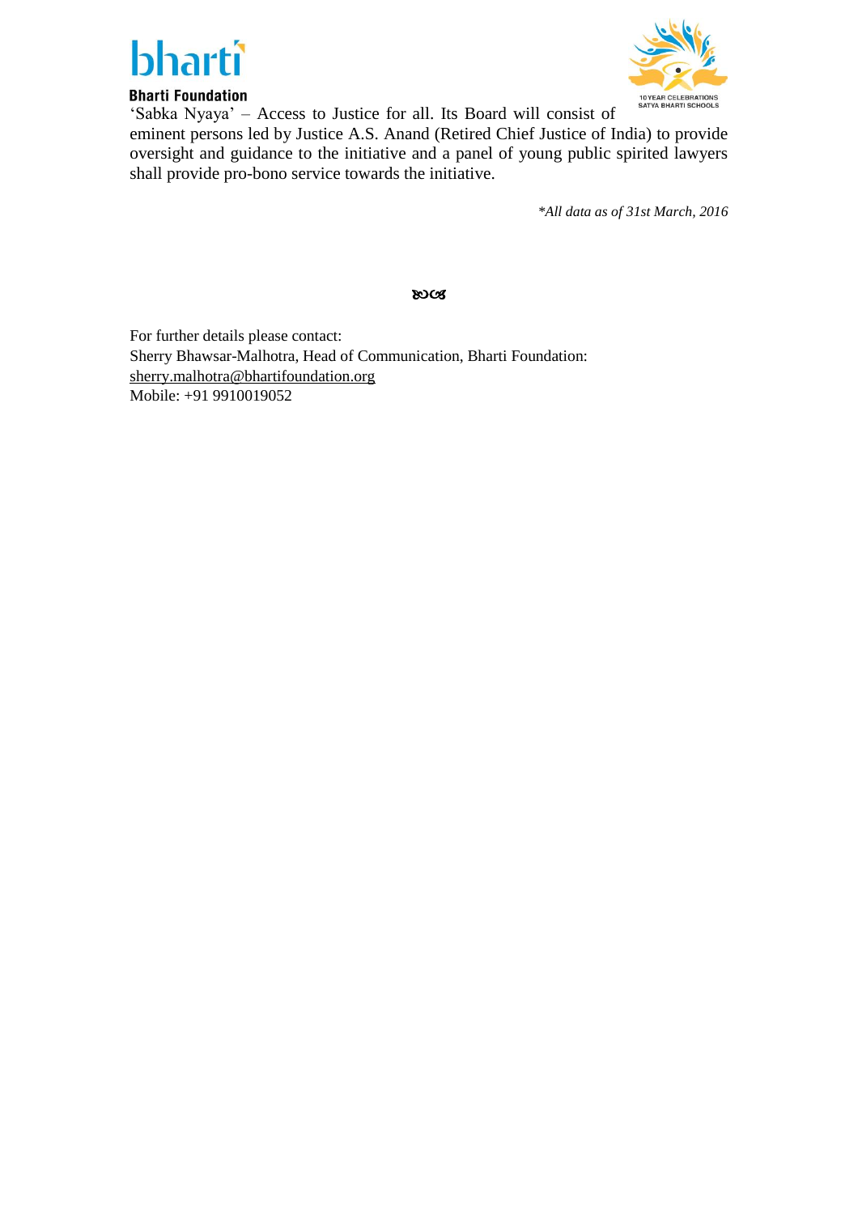'Sabka Nyaya' – Access to Justice for all. Its Board will consist of eminent persons led by Justice A.S. Anand (Retired Chief Justice of India) to provide oversight and guidance to the initiative and a panel of young public spirited lawyers shall provide pro-bono service towards the initiative.

*\*All data as of 31st March, 2016*

ꕥ

For further details please contact:
Sherry Bhawsar-Malhotra, Head of Communication, Bharti Foundation:
sherry.malhotra@bhartifoundation.org
Mobile: +91 9910019052